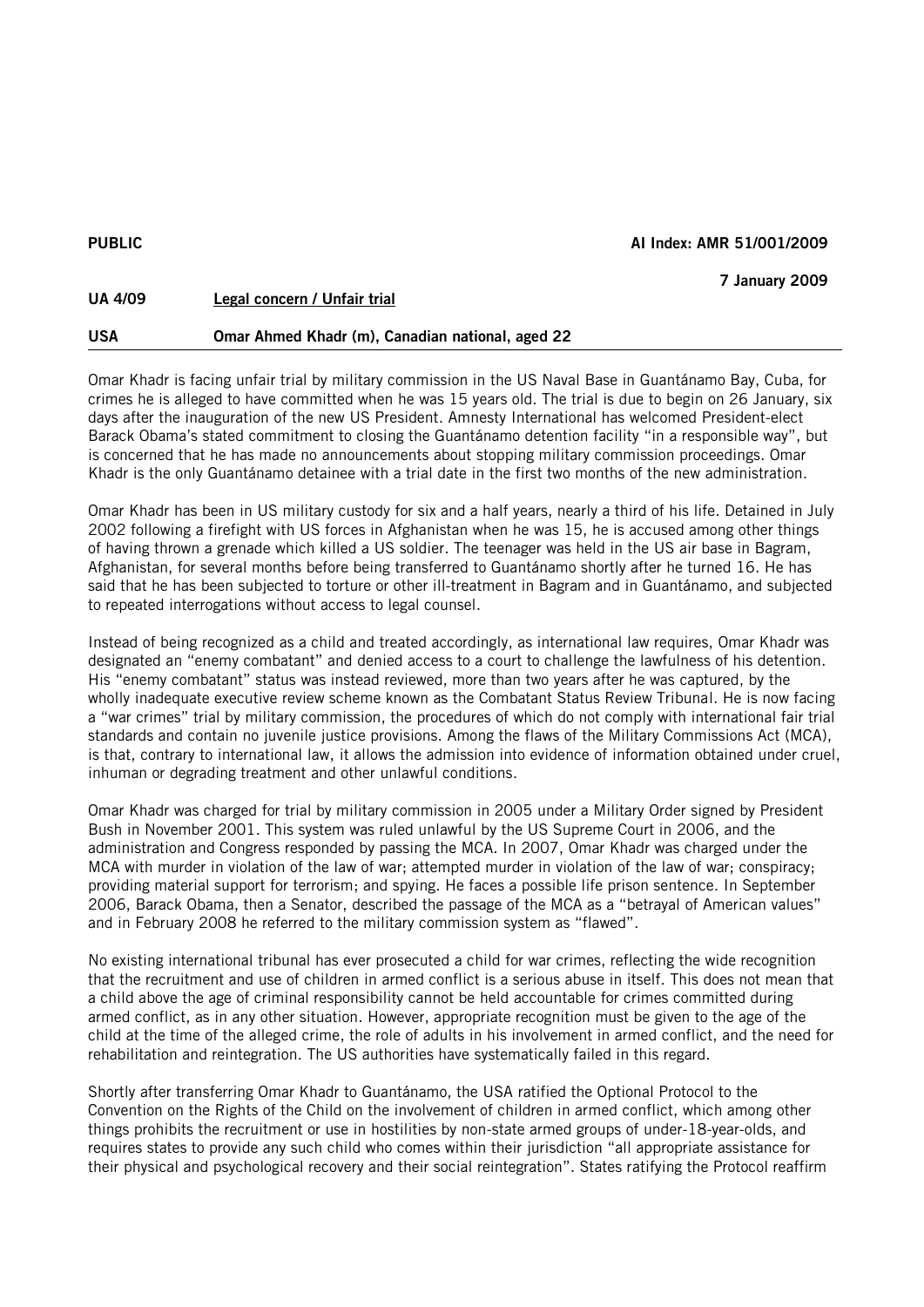**PUBLIC** **AI Index: AMR 51/001/2009**

**7 January 2009**

**UA 4/09** **Legal concern / Unfair trial**

**USA** **Omar Ahmed Khadr (m), Canadian national, aged 22**

---

Omar Khadr is facing unfair trial by military commission in the US Naval Base in Guantánamo Bay, Cuba, for crimes he is alleged to have committed when he was 15 years old. The trial is due to begin on 26 January, six days after the inauguration of the new US President. Amnesty International has welcomed President-elect Barack Obama's stated commitment to closing the Guantánamo detention facility "in a responsible way", but is concerned that he has made no announcements about stopping military commission proceedings. Omar Khadr is the only Guantánamo detainee with a trial date in the first two months of the new administration.

Omar Khadr has been in US military custody for six and a half years, nearly a third of his life. Detained in July 2002 following a firefight with US forces in Afghanistan when he was 15, he is accused among other things of having thrown a grenade which killed a US soldier. The teenager was held in the US air base in Bagram, Afghanistan, for several months before being transferred to Guantánamo shortly after he turned 16. He has said that he has been subjected to torture or other ill-treatment in Bagram and in Guantánamo, and subjected to repeated interrogations without access to legal counsel.

Instead of being recognized as a child and treated accordingly, as international law requires, Omar Khadr was designated an "enemy combatant" and denied access to a court to challenge the lawfulness of his detention. His "enemy combatant" status was instead reviewed, more than two years after he was captured, by the wholly inadequate executive review scheme known as the Combatant Status Review Tribunal. He is now facing a "war crimes" trial by military commission, the procedures of which do not comply with international fair trial standards and contain no juvenile justice provisions. Among the flaws of the Military Commissions Act (MCA), is that, contrary to international law, it allows the admission into evidence of information obtained under cruel, inhuman or degrading treatment and other unlawful conditions.

Omar Khadr was charged for trial by military commission in 2005 under a Military Order signed by President Bush in November 2001. This system was ruled unlawful by the US Supreme Court in 2006, and the administration and Congress responded by passing the MCA. In 2007, Omar Khadr was charged under the MCA with murder in violation of the law of war; attempted murder in violation of the law of war; conspiracy; providing material support for terrorism; and spying. He faces a possible life prison sentence. In September 2006, Barack Obama, then a Senator, described the passage of the MCA as a "betrayal of American values" and in February 2008 he referred to the military commission system as "flawed".

No existing international tribunal has ever prosecuted a child for war crimes, reflecting the wide recognition that the recruitment and use of children in armed conflict is a serious abuse in itself. This does not mean that a child above the age of criminal responsibility cannot be held accountable for crimes committed during armed conflict, as in any other situation. However, appropriate recognition must be given to the age of the child at the time of the alleged crime, the role of adults in his involvement in armed conflict, and the need for rehabilitation and reintegration. The US authorities have systematically failed in this regard.

Shortly after transferring Omar Khadr to Guantánamo, the USA ratified the Optional Protocol to the Convention on the Rights of the Child on the involvement of children in armed conflict, which among other things prohibits the recruitment or use in hostilities by non-state armed groups of under-18-year-olds, and requires states to provide any such child who comes within their jurisdiction "all appropriate assistance for their physical and psychological recovery and their social reintegration". States ratifying the Protocol reaffirm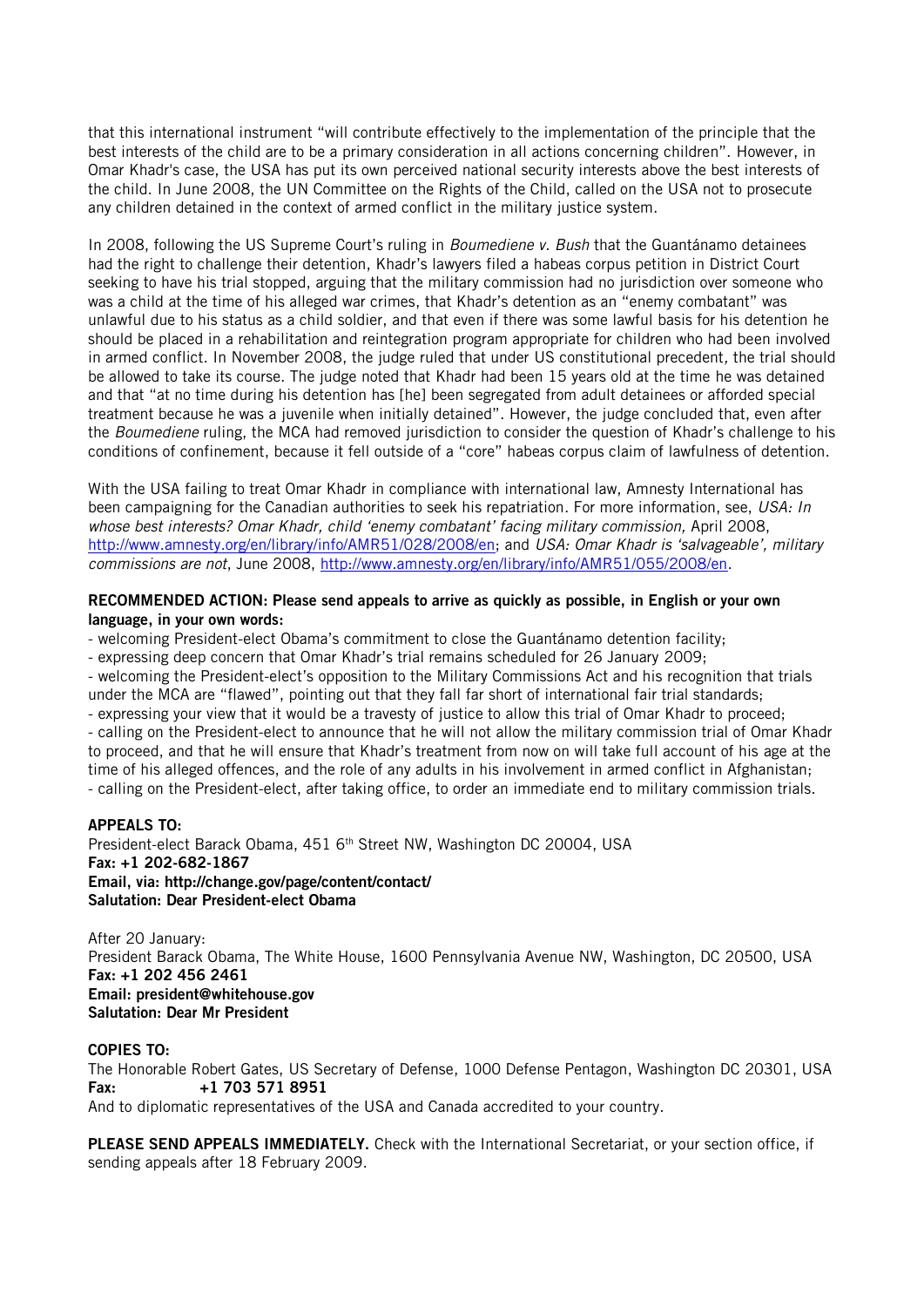that this international instrument "will contribute effectively to the implementation of the principle that the best interests of the child are to be a primary consideration in all actions concerning children". However, in Omar Khadr's case, the USA has put its own perceived national security interests above the best interests of the child. In June 2008, the UN Committee on the Rights of the Child, called on the USA not to prosecute any children detained in the context of armed conflict in the military justice system.

In 2008, following the US Supreme Court's ruling in *Boumediene v. Bush* that the Guantánamo detainees had the right to challenge their detention, Khadr's lawyers filed a habeas corpus petition in District Court seeking to have his trial stopped, arguing that the military commission had no jurisdiction over someone who was a child at the time of his alleged war crimes, that Khadr's detention as an "enemy combatant" was unlawful due to his status as a child soldier, and that even if there was some lawful basis for his detention he should be placed in a rehabilitation and reintegration program appropriate for children who had been involved in armed conflict. In November 2008, the judge ruled that under US constitutional precedent, the trial should be allowed to take its course. The judge noted that Khadr had been 15 years old at the time he was detained and that "at no time during his detention has [he] been segregated from adult detainees or afforded special treatment because he was a juvenile when initially detained". However, the judge concluded that, even after the *Boumediene* ruling, the MCA had removed jurisdiction to consider the question of Khadr's challenge to his conditions of confinement, because it fell outside of a "core" habeas corpus claim of lawfulness of detention.

With the USA failing to treat Omar Khadr in compliance with international law, Amnesty International has been campaigning for the Canadian authorities to seek his repatriation. For more information, see, *USA: In whose best interests? Omar Khadr, child 'enemy combatant' facing military commission,* April 2008, http://www.amnesty.org/en/library/info/AMR51/028/2008/en; and *USA: Omar Khadr is 'salvageable', military commissions are not*, June 2008, http://www.amnesty.org/en/library/info/AMR51/055/2008/en.

**RECOMMENDED ACTION: Please send appeals to arrive as quickly as possible, in English or your own language, in your own words:**

- welcoming President-elect Obama's commitment to close the Guantánamo detention facility;
- expressing deep concern that Omar Khadr's trial remains scheduled for 26 January 2009;
- welcoming the President-elect's opposition to the Military Commissions Act and his recognition that trials under the MCA are "flawed", pointing out that they fall far short of international fair trial standards;
- expressing your view that it would be a travesty of justice to allow this trial of Omar Khadr to proceed;
- calling on the President-elect to announce that he will not allow the military commission trial of Omar Khadr to proceed, and that he will ensure that Khadr's treatment from now on will take full account of his age at the time of his alleged offences, and the role of any adults in his involvement in armed conflict in Afghanistan;
- calling on the President-elect, after taking office, to order an immediate end to military commission trials.

**APPEALS TO:**
President-elect Barack Obama, 451 6th Street NW, Washington DC 20004, USA
**Fax: +1 202-682-1867**
**Email, via: http://change.gov/page/content/contact/**
**Salutation: Dear President-elect Obama**

After 20 January:
President Barack Obama, The White House, 1600 Pennsylvania Avenue NW, Washington, DC 20500, USA
**Fax: +1 202 456 2461**
**Email: president@whitehouse.gov**
**Salutation: Dear Mr President**

**COPIES TO:**
The Honorable Robert Gates, US Secretary of Defense, 1000 Defense Pentagon, Washington DC 20301, USA
**Fax: +1 703 571 8951**
And to diplomatic representatives of the USA and Canada accredited to your country.

**PLEASE SEND APPEALS IMMEDIATELY.** Check with the International Secretariat, or your section office, if sending appeals after 18 February 2009.